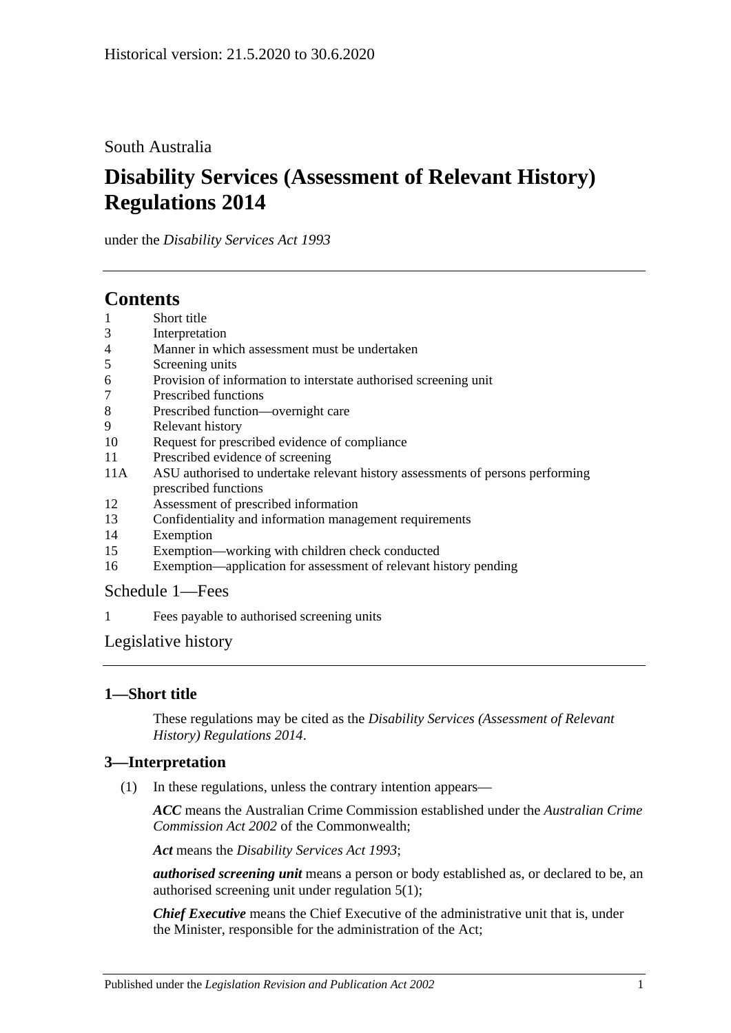Historical version: 21.5.2020 to 30.6.2020

South Australia

# Disability Services (Assessment of Relevant History) Regulations 2014

under the *Disability Services Act 1993*

## Contents

1 Short title
3 Interpretation
4 Manner in which assessment must be undertaken
5 Screening units
6 Provision of information to interstate authorised screening unit
7 Prescribed functions
8 Prescribed function—overnight care
9 Relevant history
10 Request for prescribed evidence of compliance
11 Prescribed evidence of screening
11A ASU authorised to undertake relevant history assessments of persons performing prescribed functions
12 Assessment of prescribed information
13 Confidentiality and information management requirements
14 Exemption
15 Exemption—working with children check conducted
16 Exemption—application for assessment of relevant history pending

Schedule 1—Fees

1 Fees payable to authorised screening units

Legislative history

### 1—Short title

These regulations may be cited as the *Disability Services (Assessment of Relevant History) Regulations 2014*.

### 3—Interpretation

(1) In these regulations, unless the contrary intention appears—

***ACC*** means the Australian Crime Commission established under the *Australian Crime Commission Act 2002* of the Commonwealth;

***Act*** means the *Disability Services Act 1993*;

***authorised screening unit*** means a person or body established as, or declared to be, an authorised screening unit under regulation 5(1);

***Chief Executive*** means the Chief Executive of the administrative unit that is, under the Minister, responsible for the administration of the Act;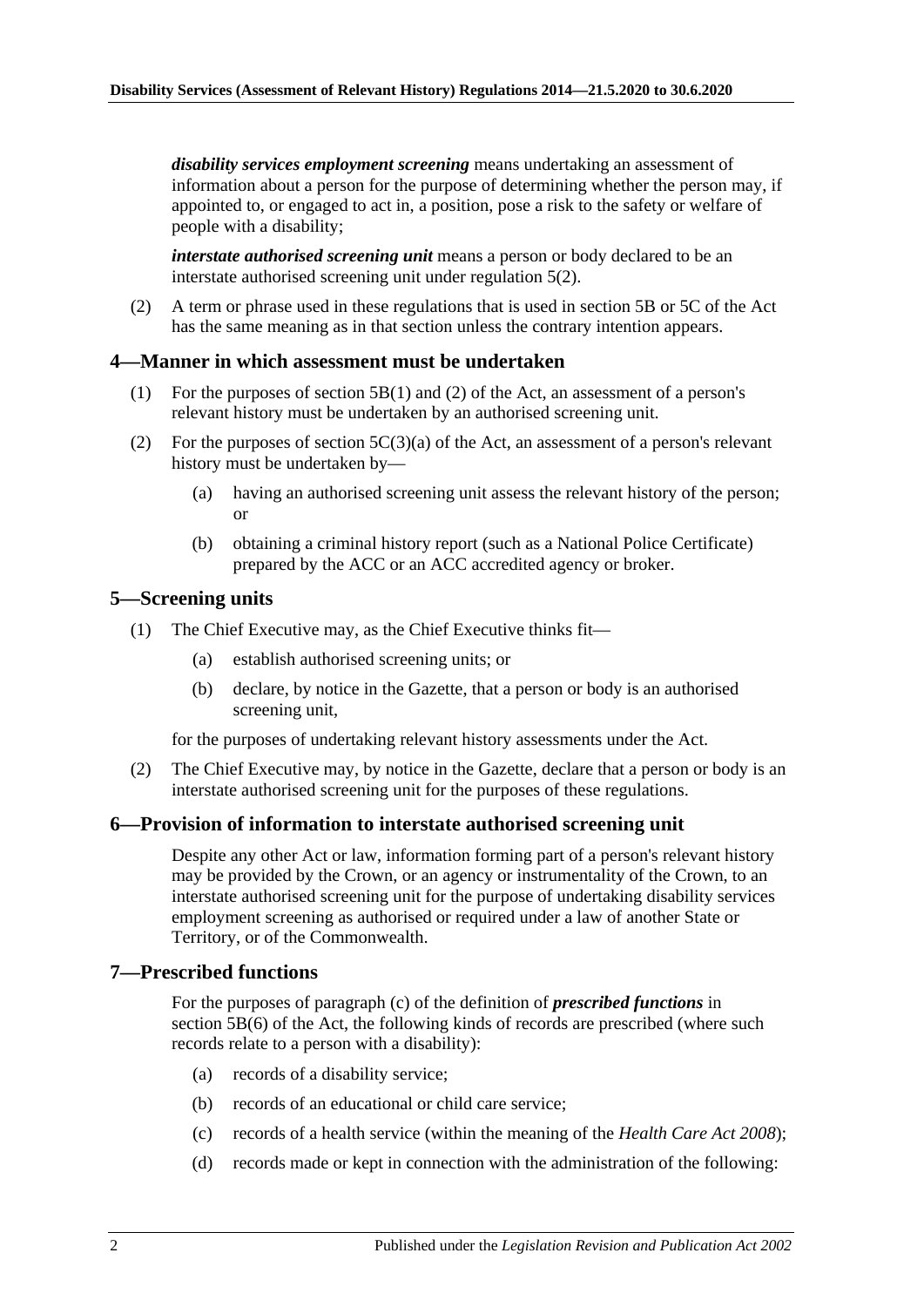***disability services employment screening*** means undertaking an assessment of information about a person for the purpose of determining whether the person may, if appointed to, or engaged to act in, a position, pose a risk to the safety or welfare of people with a disability;

***interstate authorised screening unit*** means a person or body declared to be an interstate authorised screening unit under regulation 5(2).

(2) A term or phrase used in these regulations that is used in section 5B or 5C of the Act has the same meaning as in that section unless the contrary intention appears.

## 4—Manner in which assessment must be undertaken

(1) For the purposes of section 5B(1) and (2) of the Act, an assessment of a person's relevant history must be undertaken by an authorised screening unit.

(2) For the purposes of section 5C(3)(a) of the Act, an assessment of a person's relevant history must be undertaken by—

(a) having an authorised screening unit assess the relevant history of the person; or

(b) obtaining a criminal history report (such as a National Police Certificate) prepared by the ACC or an ACC accredited agency or broker.

## 5—Screening units

(1) The Chief Executive may, as the Chief Executive thinks fit—

(a) establish authorised screening units; or

(b) declare, by notice in the Gazette, that a person or body is an authorised screening unit,

for the purposes of undertaking relevant history assessments under the Act.

(2) The Chief Executive may, by notice in the Gazette, declare that a person or body is an interstate authorised screening unit for the purposes of these regulations.

## 6—Provision of information to interstate authorised screening unit

Despite any other Act or law, information forming part of a person's relevant history may be provided by the Crown, or an agency or instrumentality of the Crown, to an interstate authorised screening unit for the purpose of undertaking disability services employment screening as authorised or required under a law of another State or Territory, or of the Commonwealth.

## 7—Prescribed functions

For the purposes of paragraph (c) of the definition of ***prescribed functions*** in section 5B(6) of the Act, the following kinds of records are prescribed (where such records relate to a person with a disability):

(a) records of a disability service;

(b) records of an educational or child care service;

(c) records of a health service (within the meaning of the *Health Care Act 2008*);

(d) records made or kept in connection with the administration of the following: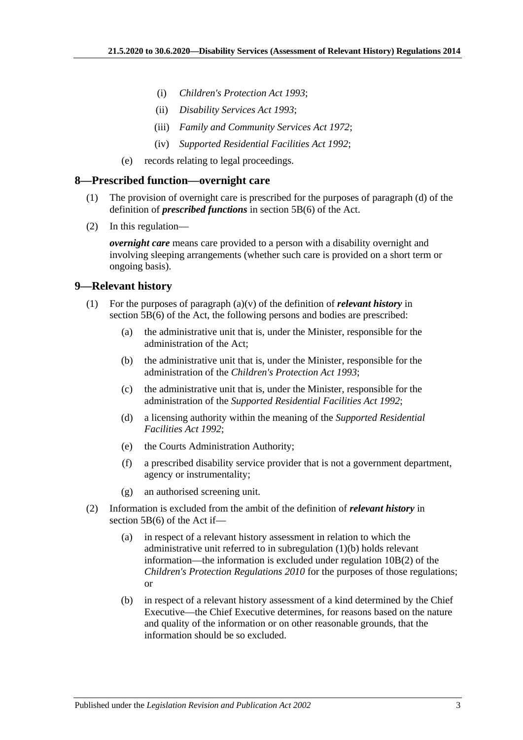(i) *Children's Protection Act 1993*;

(ii) *Disability Services Act 1993*;

(iii) *Family and Community Services Act 1972*;

(iv) *Supported Residential Facilities Act 1992*;

(e) records relating to legal proceedings.

## 8—Prescribed function—overnight care

(1) The provision of overnight care is prescribed for the purposes of paragraph (d) of the definition of ***prescribed functions*** in section 5B(6) of the Act.

(2) In this regulation—

***overnight care*** means care provided to a person with a disability overnight and involving sleeping arrangements (whether such care is provided on a short term or ongoing basis).

## 9—Relevant history

(1) For the purposes of paragraph (a)(v) of the definition of ***relevant history*** in section 5B(6) of the Act, the following persons and bodies are prescribed:

(a) the administrative unit that is, under the Minister, responsible for the administration of the Act;

(b) the administrative unit that is, under the Minister, responsible for the administration of the *Children's Protection Act 1993*;

(c) the administrative unit that is, under the Minister, responsible for the administration of the *Supported Residential Facilities Act 1992*;

(d) a licensing authority within the meaning of the *Supported Residential Facilities Act 1992*;

(e) the Courts Administration Authority;

(f) a prescribed disability service provider that is not a government department, agency or instrumentality;

(g) an authorised screening unit.

(2) Information is excluded from the ambit of the definition of ***relevant history*** in section 5B(6) of the Act if—

(a) in respect of a relevant history assessment in relation to which the administrative unit referred to in subregulation (1)(b) holds relevant information—the information is excluded under regulation 10B(2) of the *Children's Protection Regulations 2010* for the purposes of those regulations; or

(b) in respect of a relevant history assessment of a kind determined by the Chief Executive—the Chief Executive determines, for reasons based on the nature and quality of the information or on other reasonable grounds, that the information should be so excluded.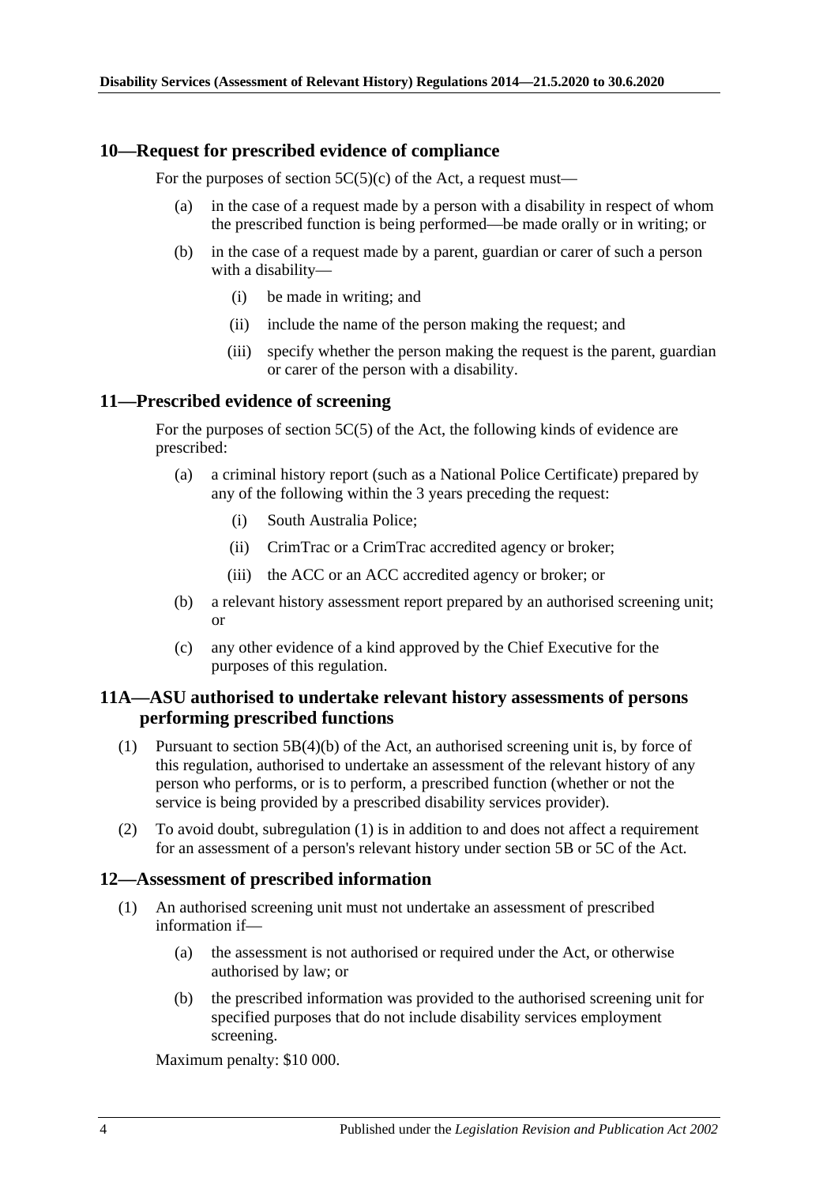## 10—Request for prescribed evidence of compliance

For the purposes of section 5C(5)(c) of the Act, a request must—

- (a) in the case of a request made by a person with a disability in respect of whom the prescribed function is being performed—be made orally or in writing; or
- (b) in the case of a request made by a parent, guardian or carer of such a person with a disability—
  - (i) be made in writing; and
  - (ii) include the name of the person making the request; and
  - (iii) specify whether the person making the request is the parent, guardian or carer of the person with a disability.

## 11—Prescribed evidence of screening

For the purposes of section 5C(5) of the Act, the following kinds of evidence are prescribed:

- (a) a criminal history report (such as a National Police Certificate) prepared by any of the following within the 3 years preceding the request:
  - (i) South Australia Police;
  - (ii) CrimTrac or a CrimTrac accredited agency or broker;
  - (iii) the ACC or an ACC accredited agency or broker; or
- (b) a relevant history assessment report prepared by an authorised screening unit; or
- (c) any other evidence of a kind approved by the Chief Executive for the purposes of this regulation.

## 11A—ASU authorised to undertake relevant history assessments of persons performing prescribed functions

(1) Pursuant to section 5B(4)(b) of the Act, an authorised screening unit is, by force of this regulation, authorised to undertake an assessment of the relevant history of any person who performs, or is to perform, a prescribed function (whether or not the service is being provided by a prescribed disability services provider).

(2) To avoid doubt, subregulation (1) is in addition to and does not affect a requirement for an assessment of a person's relevant history under section 5B or 5C of the Act.

## 12—Assessment of prescribed information

(1) An authorised screening unit must not undertake an assessment of prescribed information if—

- (a) the assessment is not authorised or required under the Act, or otherwise authorised by law; or
- (b) the prescribed information was provided to the authorised screening unit for specified purposes that do not include disability services employment screening.

Maximum penalty: $10 000.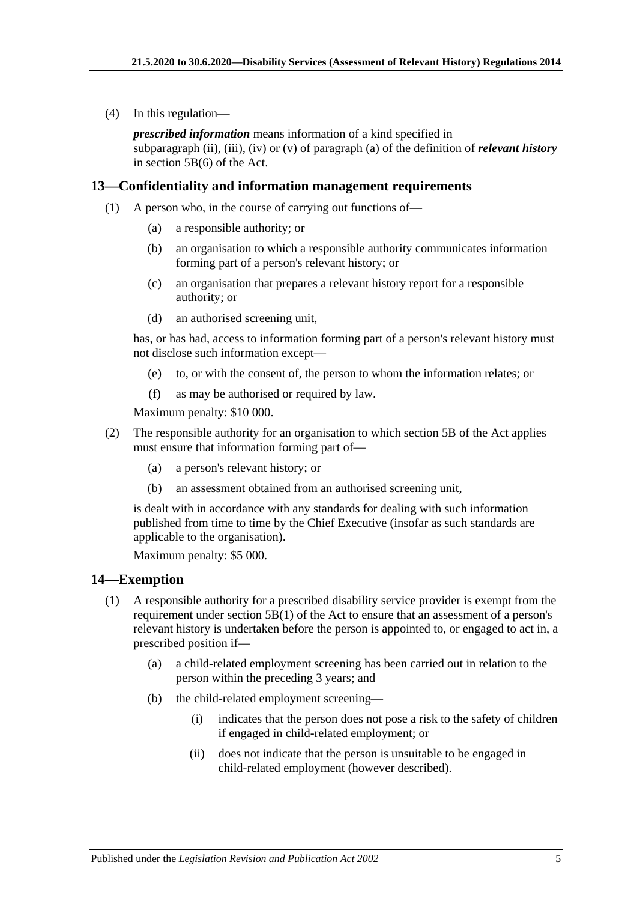(4) In this regulation—

***prescribed information*** means information of a kind specified in subparagraph (ii), (iii), (iv) or (v) of paragraph (a) of the definition of ***relevant history*** in section 5B(6) of the Act.

## 13—Confidentiality and information management requirements

(1) A person who, in the course of carrying out functions of—

- (a) a responsible authority; or
- (b) an organisation to which a responsible authority communicates information forming part of a person's relevant history; or
- (c) an organisation that prepares a relevant history report for a responsible authority; or
- (d) an authorised screening unit,

has, or has had, access to information forming part of a person's relevant history must not disclose such information except—

- (e) to, or with the consent of, the person to whom the information relates; or
- (f) as may be authorised or required by law.

Maximum penalty: $10 000.

(2) The responsible authority for an organisation to which section 5B of the Act applies must ensure that information forming part of—

- (a) a person's relevant history; or
- (b) an assessment obtained from an authorised screening unit,

is dealt with in accordance with any standards for dealing with such information published from time to time by the Chief Executive (insofar as such standards are applicable to the organisation).

Maximum penalty: $5 000.

## 14—Exemption

(1) A responsible authority for a prescribed disability service provider is exempt from the requirement under section 5B(1) of the Act to ensure that an assessment of a person's relevant history is undertaken before the person is appointed to, or engaged to act in, a prescribed position if—

- (a) a child-related employment screening has been carried out in relation to the person within the preceding 3 years; and
- (b) the child-related employment screening—
  - (i) indicates that the person does not pose a risk to the safety of children if engaged in child-related employment; or
  - (ii) does not indicate that the person is unsuitable to be engaged in child-related employment (however described).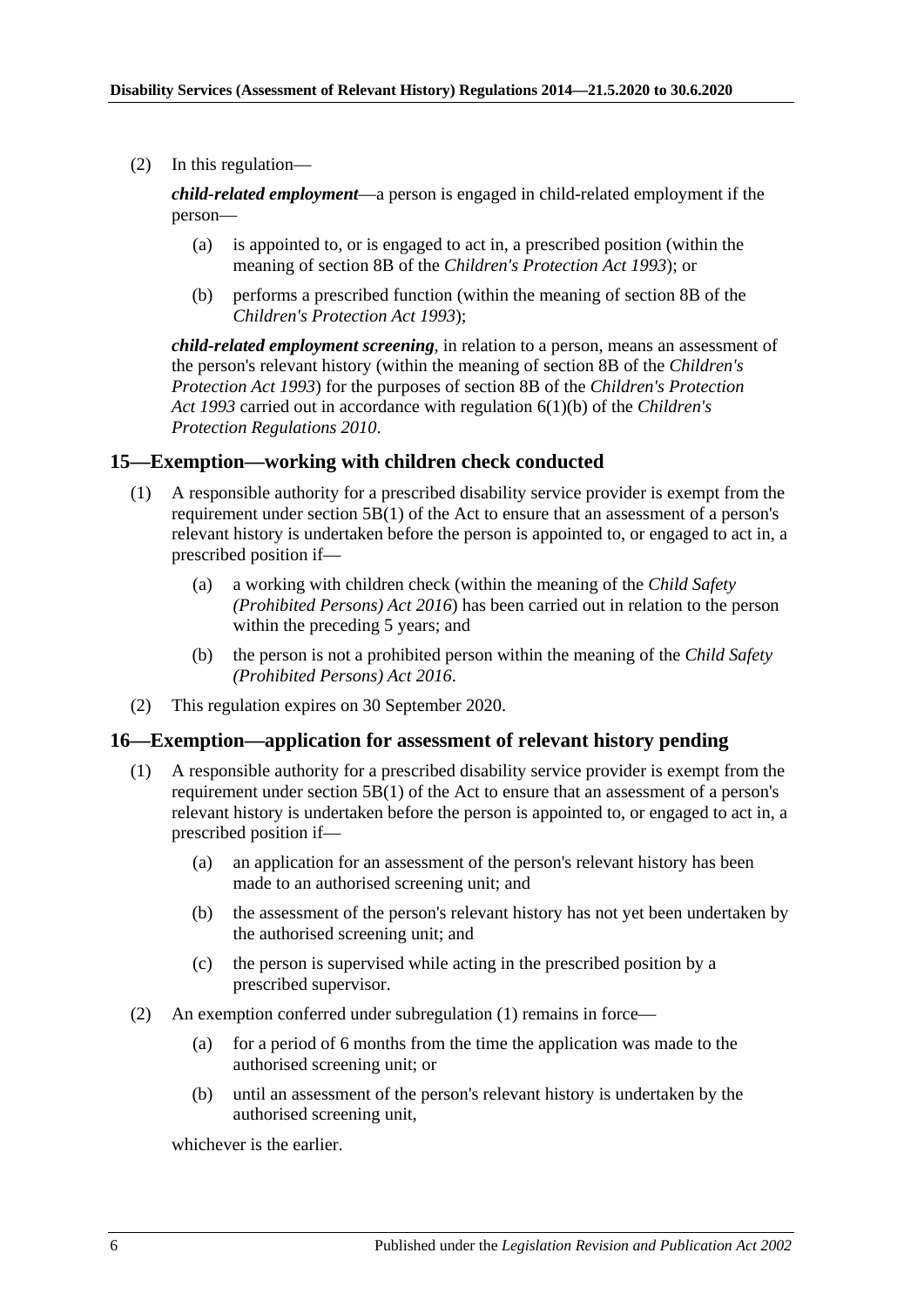(2) In this regulation—

***child-related employment***—a person is engaged in child-related employment if the person—

(a) is appointed to, or is engaged to act in, a prescribed position (within the meaning of section 8B of the *Children's Protection Act 1993*); or

(b) performs a prescribed function (within the meaning of section 8B of the *Children's Protection Act 1993*);

***child-related employment screening***, in relation to a person, means an assessment of the person's relevant history (within the meaning of section 8B of the *Children's Protection Act 1993*) for the purposes of section 8B of the *Children's Protection Act 1993* carried out in accordance with regulation 6(1)(b) of the *Children's Protection Regulations 2010*.

## 15—Exemption—working with children check conducted

(1) A responsible authority for a prescribed disability service provider is exempt from the requirement under section 5B(1) of the Act to ensure that an assessment of a person's relevant history is undertaken before the person is appointed to, or engaged to act in, a prescribed position if—

(a) a working with children check (within the meaning of the *Child Safety (Prohibited Persons) Act 2016*) has been carried out in relation to the person within the preceding 5 years; and

(b) the person is not a prohibited person within the meaning of the *Child Safety (Prohibited Persons) Act 2016*.

(2) This regulation expires on 30 September 2020.

## 16—Exemption—application for assessment of relevant history pending

(1) A responsible authority for a prescribed disability service provider is exempt from the requirement under section 5B(1) of the Act to ensure that an assessment of a person's relevant history is undertaken before the person is appointed to, or engaged to act in, a prescribed position if—

(a) an application for an assessment of the person's relevant history has been made to an authorised screening unit; and

(b) the assessment of the person's relevant history has not yet been undertaken by the authorised screening unit; and

(c) the person is supervised while acting in the prescribed position by a prescribed supervisor.

(2) An exemption conferred under subregulation (1) remains in force—

(a) for a period of 6 months from the time the application was made to the authorised screening unit; or

(b) until an assessment of the person's relevant history is undertaken by the authorised screening unit,

whichever is the earlier.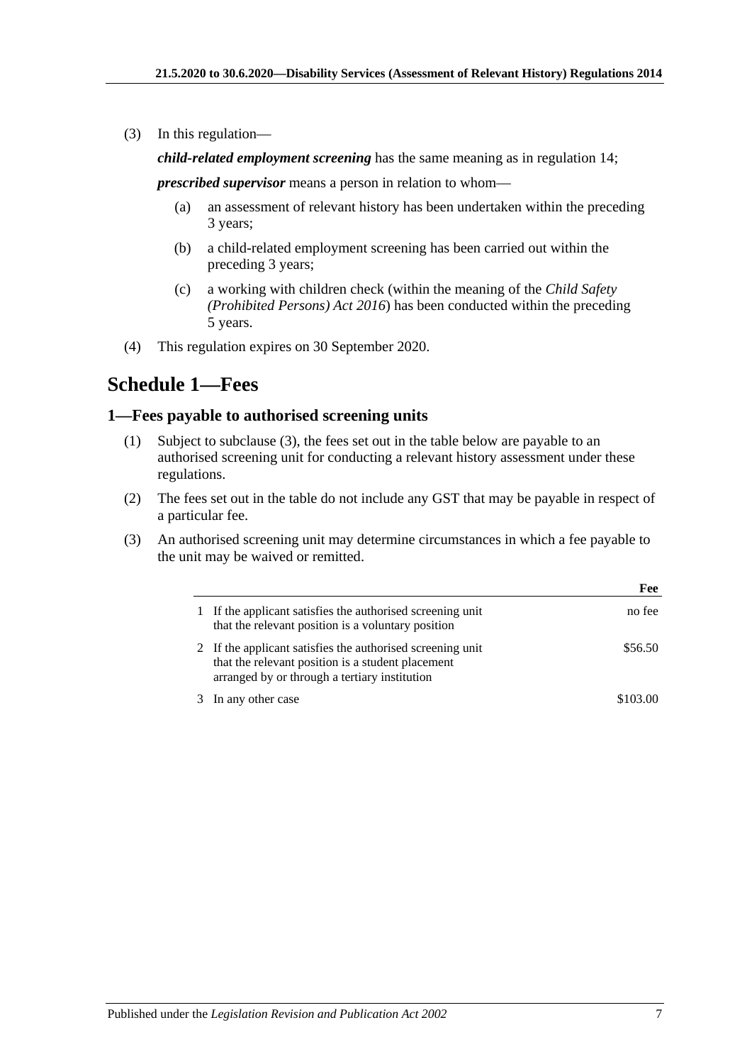(3) In this regulation—

***child-related employment screening*** has the same meaning as in regulation 14;

***prescribed supervisor*** means a person in relation to whom—

(a) an assessment of relevant history has been undertaken within the preceding 3 years;

(b) a child-related employment screening has been carried out within the preceding 3 years;

(c) a working with children check (within the meaning of the *Child Safety (Prohibited Persons) Act 2016*) has been conducted within the preceding 5 years.

(4) This regulation expires on 30 September 2020.

# Schedule 1—Fees

## 1—Fees payable to authorised screening units

(1) Subject to subclause (3), the fees set out in the table below are payable to an authorised screening unit for conducting a relevant history assessment under these regulations.

(2) The fees set out in the table do not include any GST that may be payable in respect of a particular fee.

(3) An authorised screening unit may determine circumstances in which a fee payable to the unit may be waived or remitted.

| | | Fee |
|---|---|---|
| 1 | If the applicant satisfies the authorised screening unit that the relevant position is a voluntary position | no fee |
| 2 | If the applicant satisfies the authorised screening unit that the relevant position is a student placement arranged by or through a tertiary institution | $56.50 |
| 3 | In any other case | $103.00 |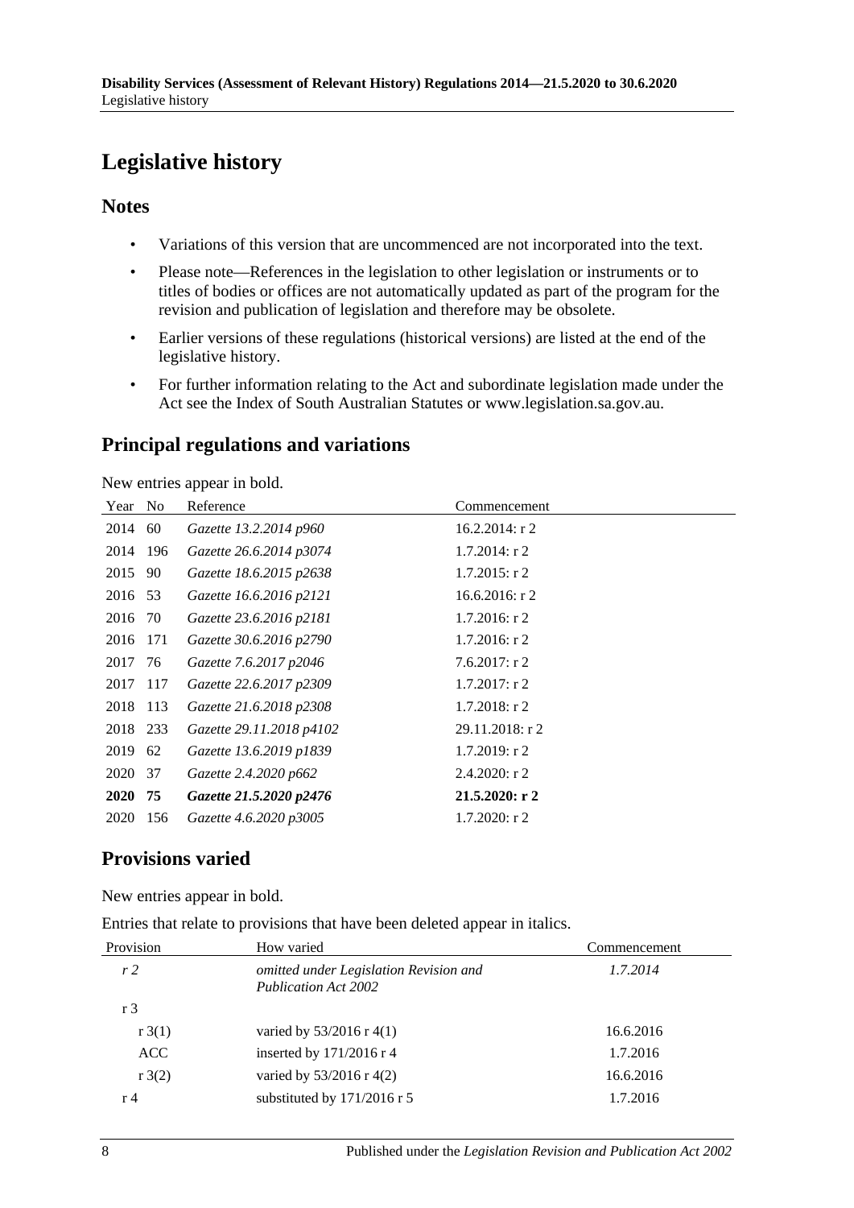# Legislative history

## Notes

- Variations of this version that are uncommenced are not incorporated into the text.
- Please note—References in the legislation to other legislation or instruments or to titles of bodies or offices are not automatically updated as part of the program for the revision and publication of legislation and therefore may be obsolete.
- Earlier versions of these regulations (historical versions) are listed at the end of the legislative history.
- For further information relating to the Act and subordinate legislation made under the Act see the Index of South Australian Statutes or www.legislation.sa.gov.au.

## Principal regulations and variations

New entries appear in bold.

| Year | No | Reference | Commencement |
|---|---|---|---|
| 2014 | 60 | *Gazette 13.2.2014 p960* | 16.2.2014: r 2 |
| 2014 | 196 | *Gazette 26.6.2014 p3074* | 1.7.2014: r 2 |
| 2015 | 90 | *Gazette 18.6.2015 p2638* | 1.7.2015: r 2 |
| 2016 | 53 | *Gazette 16.6.2016 p2121* | 16.6.2016: r 2 |
| 2016 | 70 | *Gazette 23.6.2016 p2181* | 1.7.2016: r 2 |
| 2016 | 171 | *Gazette 30.6.2016 p2790* | 1.7.2016: r 2 |
| 2017 | 76 | *Gazette 7.6.2017 p2046* | 7.6.2017: r 2 |
| 2017 | 117 | *Gazette 22.6.2017 p2309* | 1.7.2017: r 2 |
| 2018 | 113 | *Gazette 21.6.2018 p2308* | 1.7.2018: r 2 |
| 2018 | 233 | *Gazette 29.11.2018 p4102* | 29.11.2018: r 2 |
| 2019 | 62 | *Gazette 13.6.2019 p1839* | 1.7.2019: r 2 |
| 2020 | 37 | *Gazette 2.4.2020 p662* | 2.4.2020: r 2 |
| **2020** | **75** | ***Gazette 21.5.2020 p2476*** | **21.5.2020: r 2** |
| 2020 | 156 | *Gazette 4.6.2020 p3005* | 1.7.2020: r 2 |

## Provisions varied

New entries appear in bold.

Entries that relate to provisions that have been deleted appear in italics.

| Provision | How varied | Commencement |
|---|---|---|
| *r 2* | *omitted under Legislation Revision and Publication Act 2002* | *1.7.2014* |
| r 3 | | |
| r 3(1) | varied by 53/2016 r 4(1) | 16.6.2016 |
| ACC | inserted by 171/2016 r 4 | 1.7.2016 |
| r 3(2) | varied by 53/2016 r 4(2) | 16.6.2016 |
| r 4 | substituted by 171/2016 r 5 | 1.7.2016 |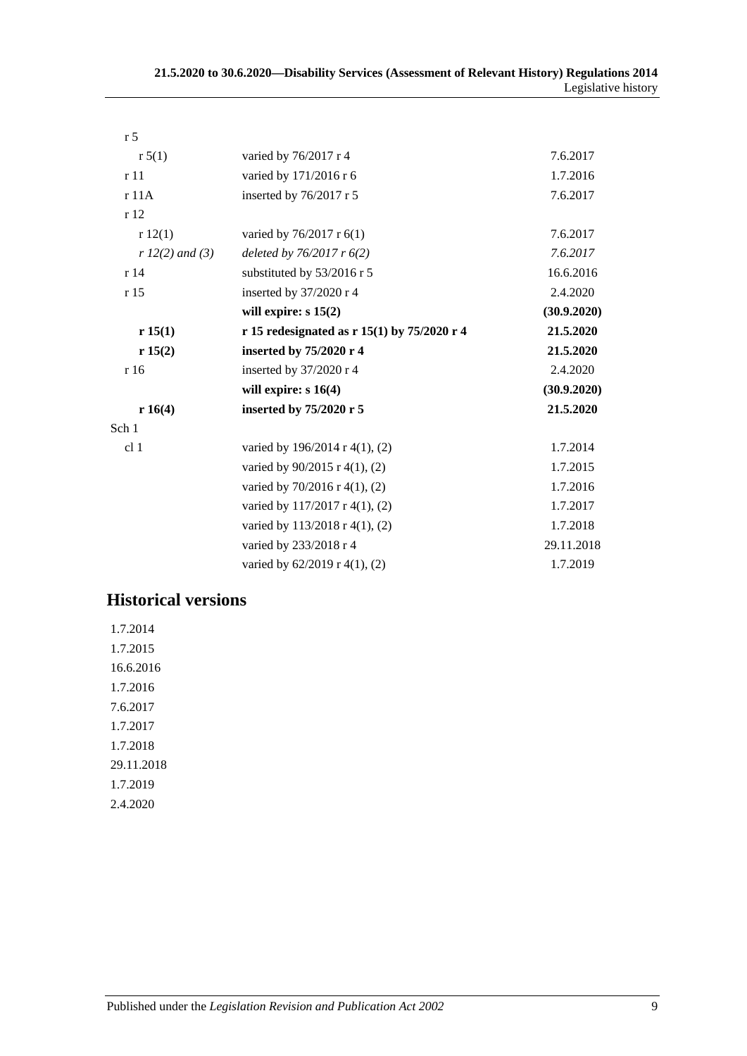| | | |
|---|---|---|
| r 5 | | |
| r 5(1) | varied by 76/2017 r 4 | 7.6.2017 |
| r 11 | varied by 171/2016 r 6 | 1.7.2016 |
| r 11A | inserted by 76/2017 r 5 | 7.6.2017 |
| r 12 | | |
| r 12(1) | varied by 76/2017 r 6(1) | 7.6.2017 |
| *r 12(2) and (3)* | *deleted by 76/2017 r 6(2)* | *7.6.2017* |
| r 14 | substituted by 53/2016 r 5 | 16.6.2016 |
| r 15 | inserted by 37/2020 r 4 | 2.4.2020 |
| | **will expire: s 15(2)** | **(30.9.2020)** |
| **r 15(1)** | **r 15 redesignated as r 15(1) by 75/2020 r 4** | **21.5.2020** |
| **r 15(2)** | **inserted by 75/2020 r 4** | **21.5.2020** |
| r 16 | inserted by 37/2020 r 4 | 2.4.2020 |
| | **will expire: s 16(4)** | **(30.9.2020)** |
| **r 16(4)** | **inserted by 75/2020 r 5** | **21.5.2020** |
| Sch 1 | | |
| cl 1 | varied by 196/2014 r 4(1), (2) | 1.7.2014 |
| | varied by 90/2015 r 4(1), (2) | 1.7.2015 |
| | varied by 70/2016 r 4(1), (2) | 1.7.2016 |
| | varied by 117/2017 r 4(1), (2) | 1.7.2017 |
| | varied by 113/2018 r 4(1), (2) | 1.7.2018 |
| | varied by 233/2018 r 4 | 29.11.2018 |
| | varied by 62/2019 r 4(1), (2) | 1.7.2019 |

## Historical versions

1.7.2014

1.7.2015

16.6.2016

1.7.2016

7.6.2017

1.7.2017

1.7.2018

29.11.2018

1.7.2019

2.4.2020